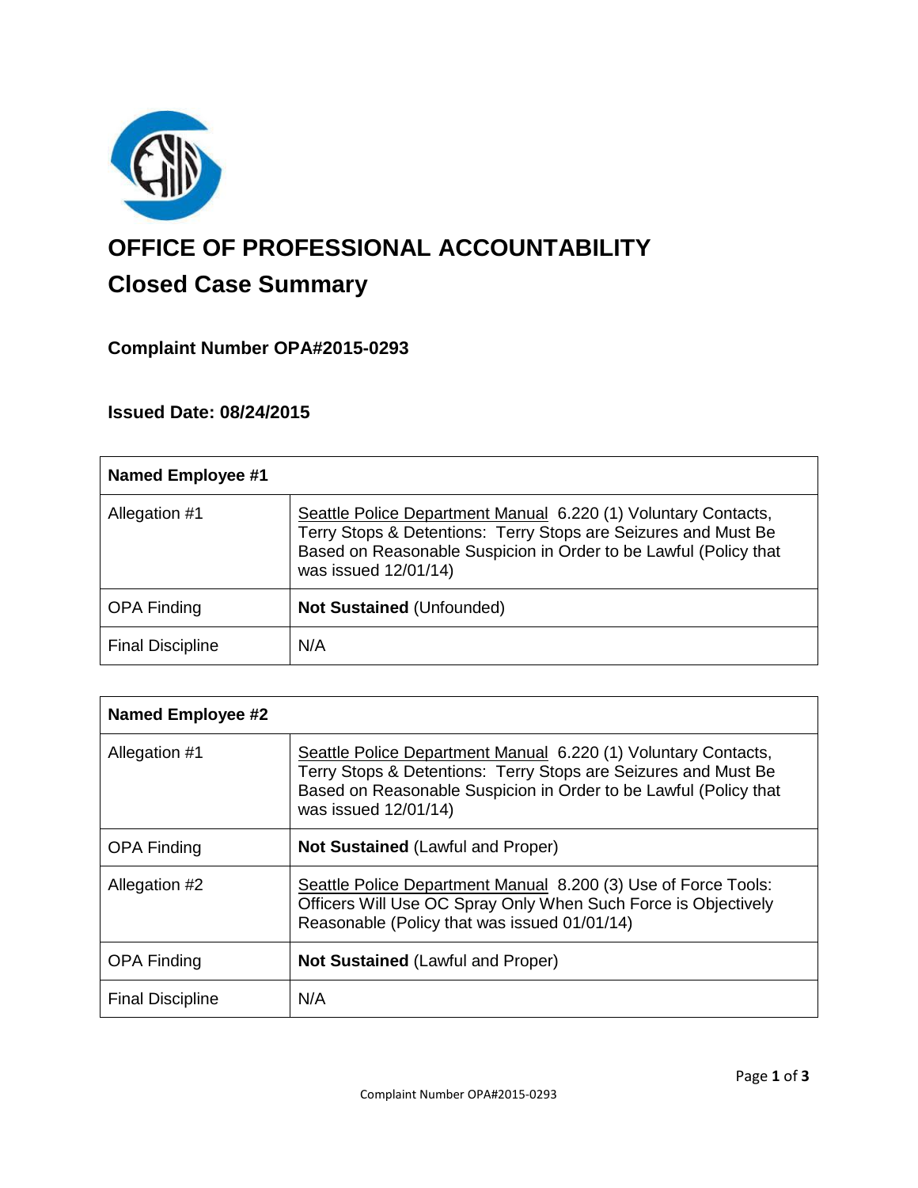# OFFICE OF PROFESSIONAL ACCOUNTABILITY

## Closed Case Summary

### Complaint Number OPA#2015-0293

### Issued Date: 08/24/2015

| **Named Employee #1** | |
|---|---|
| Allegation #1 | Seattle Police Department Manual 6.220 (1) Voluntary Contacts, Terry Stops & Detentions: Terry Stops are Seizures and Must Be Based on Reasonable Suspicion in Order to be Lawful (Policy that was issued 12/01/14) |
| OPA Finding | **Not Sustained** (Unfounded) |
| Final Discipline | N/A |

| **Named Employee #2** | |
|---|---|
| Allegation #1 | Seattle Police Department Manual 6.220 (1) Voluntary Contacts, Terry Stops & Detentions: Terry Stops are Seizures and Must Be Based on Reasonable Suspicion in Order to be Lawful (Policy that was issued 12/01/14) |
| OPA Finding | **Not Sustained** (Lawful and Proper) |
| Allegation #2 | Seattle Police Department Manual 8.200 (3) Use of Force Tools: Officers Will Use OC Spray Only When Such Force is Objectively Reasonable (Policy that was issued 01/01/14) |
| OPA Finding | **Not Sustained** (Lawful and Proper) |
| Final Discipline | N/A |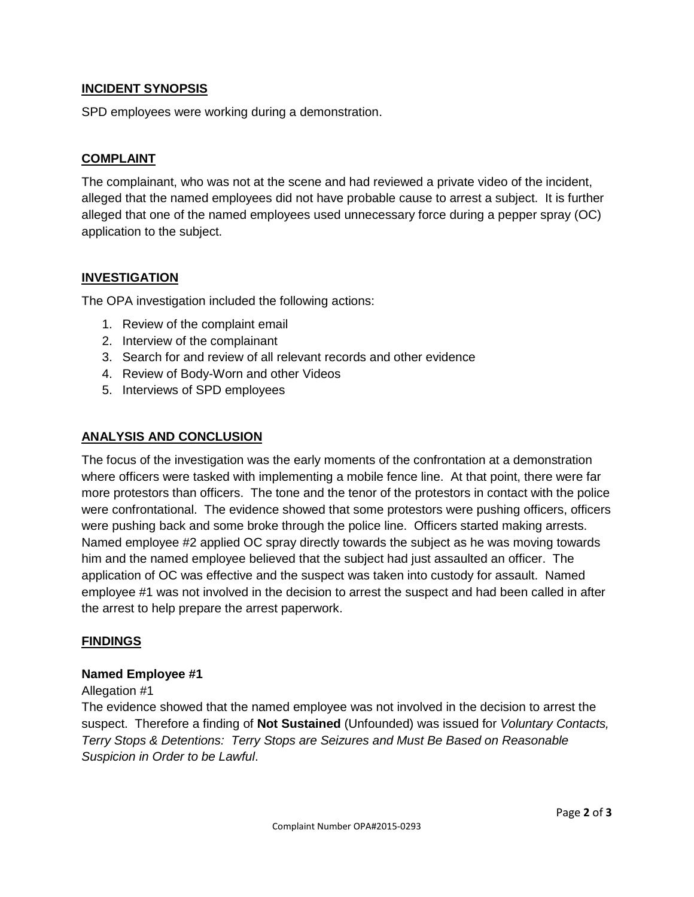## INCIDENT SYNOPSIS

SPD employees were working during a demonstration.

## COMPLAINT

The complainant, who was not at the scene and had reviewed a private video of the incident, alleged that the named employees did not have probable cause to arrest a subject. It is further alleged that one of the named employees used unnecessary force during a pepper spray (OC) application to the subject.

## INVESTIGATION

The OPA investigation included the following actions:

1. Review of the complaint email
2. Interview of the complainant
3. Search for and review of all relevant records and other evidence
4. Review of Body-Worn and other Videos
5. Interviews of SPD employees

## ANALYSIS AND CONCLUSION

The focus of the investigation was the early moments of the confrontation at a demonstration where officers were tasked with implementing a mobile fence line. At that point, there were far more protestors than officers. The tone and the tenor of the protestors in contact with the police were confrontational. The evidence showed that some protestors were pushing officers, officers were pushing back and some broke through the police line. Officers started making arrests. Named employee #2 applied OC spray directly towards the subject as he was moving towards him and the named employee believed that the subject had just assaulted an officer. The application of OC was effective and the suspect was taken into custody for assault. Named employee #1 was not involved in the decision to arrest the suspect and had been called in after the arrest to help prepare the arrest paperwork.

## FINDINGS

### Named Employee #1

Allegation #1

The evidence showed that the named employee was not involved in the decision to arrest the suspect. Therefore a finding of **Not Sustained** (Unfounded) was issued for *Voluntary Contacts, Terry Stops & Detentions: Terry Stops are Seizures and Must Be Based on Reasonable Suspicion in Order to be Lawful*.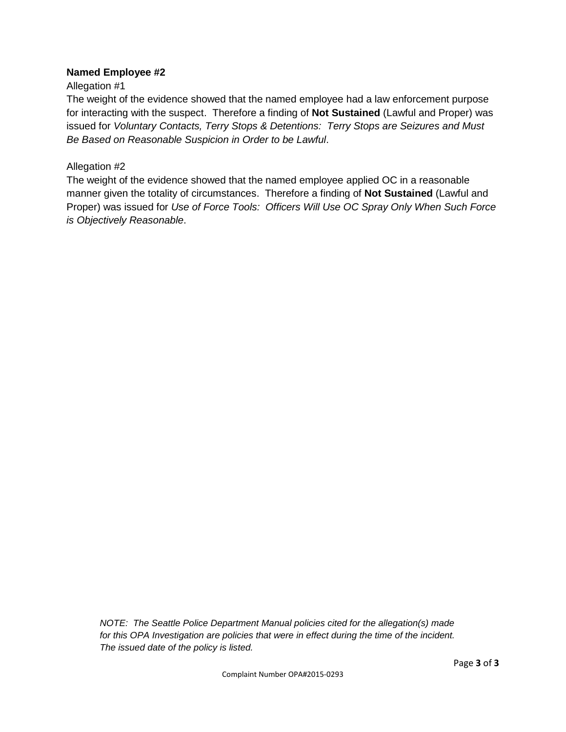**Named Employee #2**

Allegation #1

The weight of the evidence showed that the named employee had a law enforcement purpose for interacting with the suspect. Therefore a finding of **Not Sustained** (Lawful and Proper) was issued for *Voluntary Contacts, Terry Stops & Detentions: Terry Stops are Seizures and Must Be Based on Reasonable Suspicion in Order to be Lawful*.

Allegation #2

The weight of the evidence showed that the named employee applied OC in a reasonable manner given the totality of circumstances. Therefore a finding of **Not Sustained** (Lawful and Proper) was issued for *Use of Force Tools: Officers Will Use OC Spray Only When Such Force is Objectively Reasonable*.

*NOTE: The Seattle Police Department Manual policies cited for the allegation(s) made for this OPA Investigation are policies that were in effect during the time of the incident. The issued date of the policy is listed.*

Complaint Number OPA#2015-0293